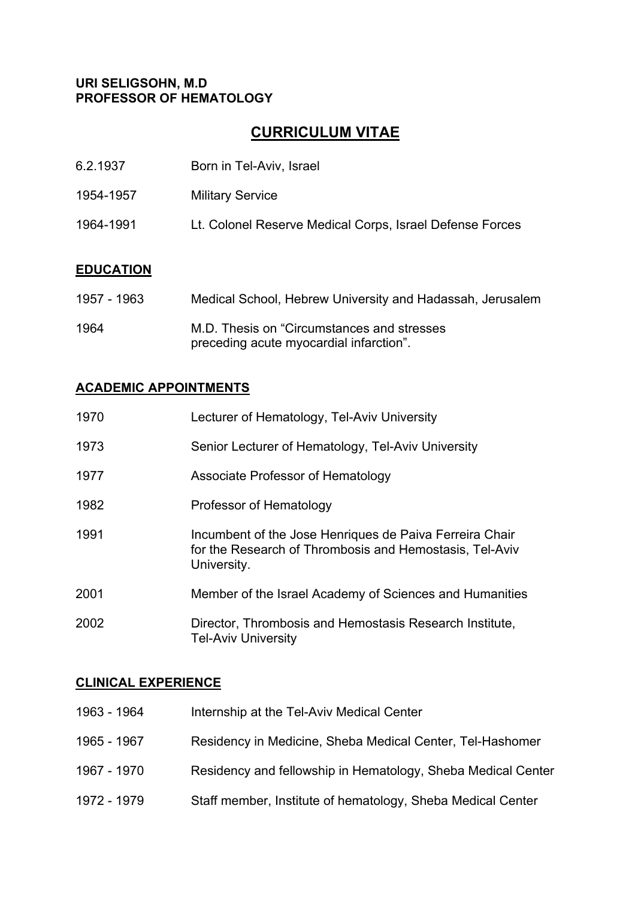**URI SELIGSOHN, M.D**
**PROFESSOR OF HEMATOLOGY**

# CURRICULUM VITAE

| | |
|---|---|
| 6.2.1937 | Born in Tel-Aviv, Israel |
| 1954-1957 | Military Service |
| 1964-1991 | Lt. Colonel Reserve Medical Corps, Israel Defense Forces |

## EDUCATION

| | |
|---|---|
| 1957 - 1963 | Medical School, Hebrew University and Hadassah, Jerusalem |
| 1964 | M.D. Thesis on "Circumstances and stresses preceding acute myocardial infarction". |

## ACADEMIC APPOINTMENTS

| | |
|---|---|
| 1970 | Lecturer of Hematology, Tel-Aviv University |
| 1973 | Senior Lecturer of Hematology, Tel-Aviv University |
| 1977 | Associate Professor of Hematology |
| 1982 | Professor of Hematology |
| 1991 | Incumbent of the Jose Henriques de Paiva Ferreira Chair for the Research of Thrombosis and Hemostasis, Tel-Aviv University. |
| 2001 | Member of the Israel Academy of Sciences and Humanities |
| 2002 | Director, Thrombosis and Hemostasis Research Institute, Tel-Aviv University |

## CLINICAL EXPERIENCE

| | |
|---|---|
| 1963 - 1964 | Internship at the Tel-Aviv Medical Center |
| 1965 - 1967 | Residency in Medicine, Sheba Medical Center, Tel-Hashomer |
| 1967 - 1970 | Residency and fellowship in Hematology, Sheba Medical Center |
| 1972 - 1979 | Staff member, Institute of hematology, Sheba Medical Center |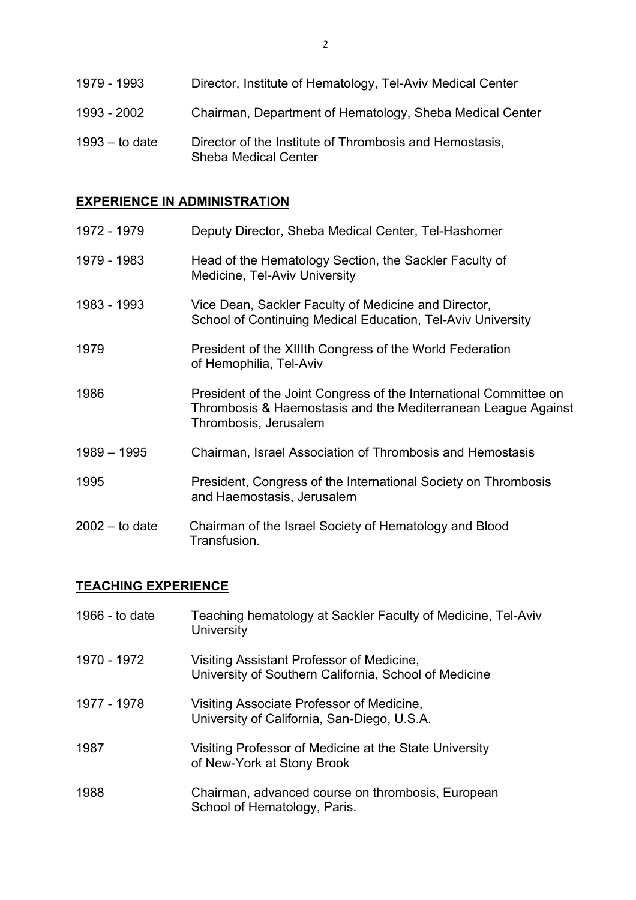1979 - 1993 Director, Institute of Hematology, Tel-Aviv Medical Center

1993 - 2002 Chairman, Department of Hematology, Sheba Medical Center

1993 – to date Director of the Institute of Thrombosis and Hemostasis, Sheba Medical Center

## EXPERIENCE IN ADMINISTRATION

1972 - 1979 Deputy Director, Sheba Medical Center, Tel-Hashomer

1979 - 1983 Head of the Hematology Section, the Sackler Faculty of Medicine, Tel-Aviv University

1983 - 1993 Vice Dean, Sackler Faculty of Medicine and Director, School of Continuing Medical Education, Tel-Aviv University

1979 President of the XIIIth Congress of the World Federation of Hemophilia, Tel-Aviv

1986 President of the Joint Congress of the International Committee on Thrombosis & Haemostasis and the Mediterranean League Against Thrombosis, Jerusalem

1989 – 1995 Chairman, Israel Association of Thrombosis and Hemostasis

1995 President, Congress of the International Society on Thrombosis and Haemostasis, Jerusalem

2002 – to date Chairman of the Israel Society of Hematology and Blood Transfusion.

## TEACHING EXPERIENCE

1966 - to date Teaching hematology at Sackler Faculty of Medicine, Tel-Aviv University

1970 - 1972 Visiting Assistant Professor of Medicine, University of Southern California, School of Medicine

1977 - 1978 Visiting Associate Professor of Medicine, University of California, San-Diego, U.S.A.

1987 Visiting Professor of Medicine at the State University of New-York at Stony Brook

1988 Chairman, advanced course on thrombosis, European School of Hematology, Paris.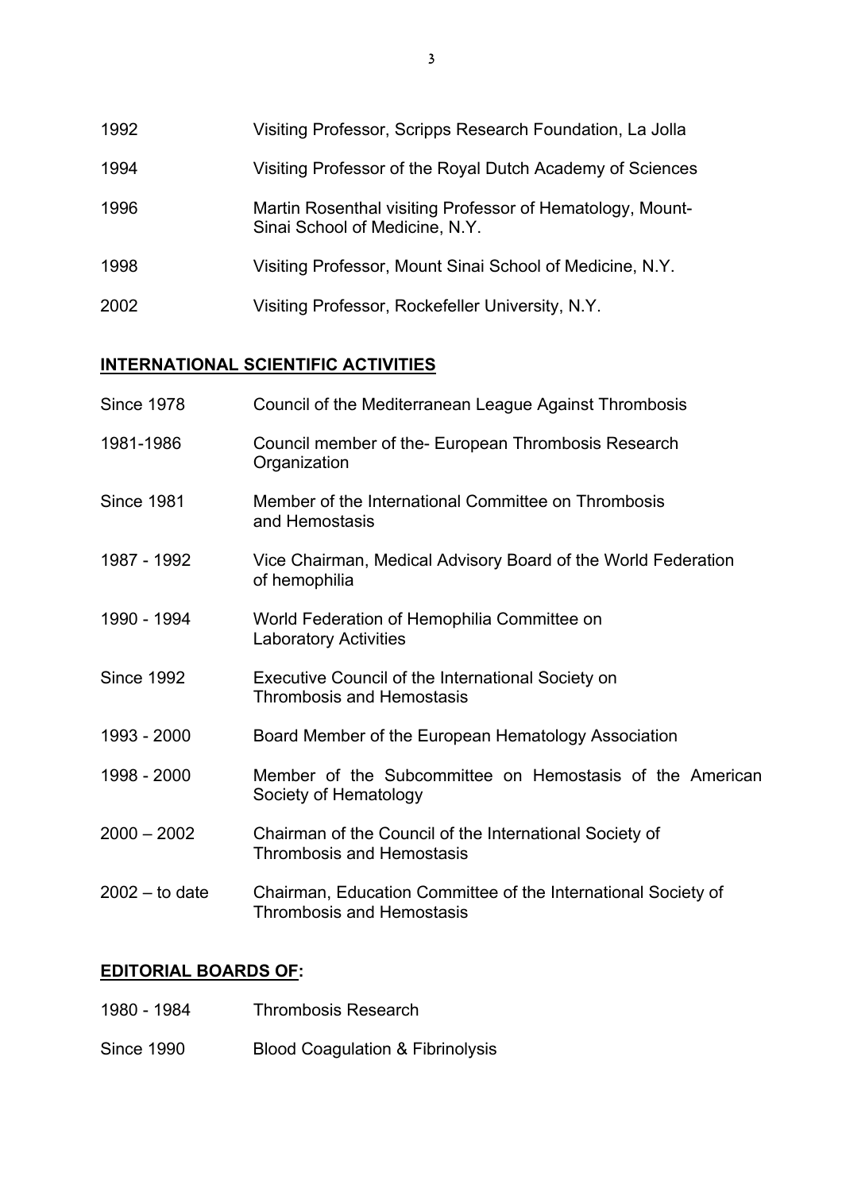| | |
|---|---|
| 1992 | Visiting Professor, Scripps Research Foundation, La Jolla |
| 1994 | Visiting Professor of the Royal Dutch Academy of Sciences |
| 1996 | Martin Rosenthal visiting Professor of Hematology, Mount-Sinai School of Medicine, N.Y. |
| 1998 | Visiting Professor, Mount Sinai School of Medicine, N.Y. |
| 2002 | Visiting Professor, Rockefeller University, N.Y. |

## **INTERNATIONAL SCIENTIFIC ACTIVITIES**

| | |
|---|---|
| Since 1978 | Council of the Mediterranean League Against Thrombosis |
| 1981-1986 | Council member of the- European Thrombosis Research Organization |
| Since 1981 | Member of the International Committee on Thrombosis and Hemostasis |
| 1987 - 1992 | Vice Chairman, Medical Advisory Board of the World Federation of hemophilia |
| 1990 - 1994 | World Federation of Hemophilia Committee on Laboratory Activities |
| Since 1992 | Executive Council of the International Society on Thrombosis and Hemostasis |
| 1993 - 2000 | Board Member of the European Hematology Association |
| 1998 - 2000 | Member of the Subcommittee on Hemostasis of the American Society of Hematology |
| 2000 – 2002 | Chairman of the Council of the International Society of Thrombosis and Hemostasis |
| 2002 – to date | Chairman, Education Committee of the International Society of Thrombosis and Hemostasis |

## **EDITORIAL BOARDS OF:**

| | |
|---|---|
| 1980 - 1984 | Thrombosis Research |
| Since 1990 | Blood Coagulation & Fibrinolysis |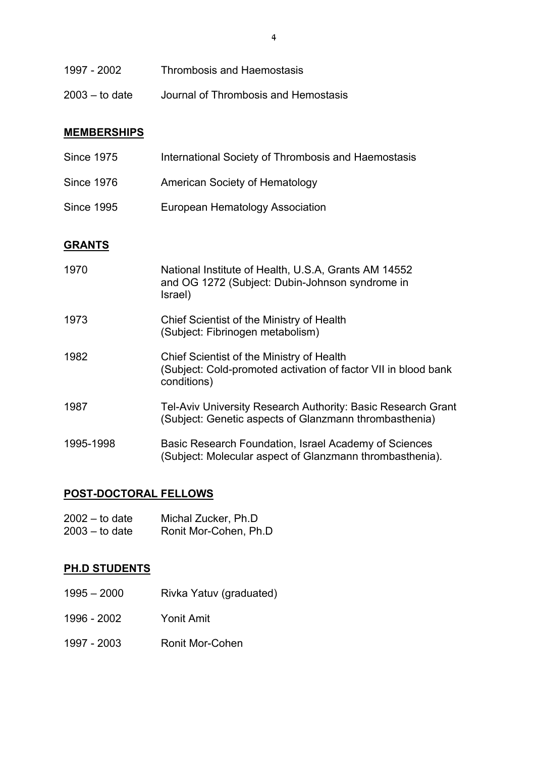1997 - 2002 Thrombosis and Haemostasis

2003 – to date Journal of Thrombosis and Hemostasis

## MEMBERSHIPS

Since 1975 International Society of Thrombosis and Haemostasis

Since 1976 American Society of Hematology

Since 1995 European Hematology Association

## GRANTS

1970 National Institute of Health, U.S.A, Grants AM 14552 and OG 1272 (Subject: Dubin-Johnson syndrome in Israel)

1973 Chief Scientist of the Ministry of Health (Subject: Fibrinogen metabolism)

1982 Chief Scientist of the Ministry of Health (Subject: Cold-promoted activation of factor VII in blood bank conditions)

1987 Tel-Aviv University Research Authority: Basic Research Grant (Subject: Genetic aspects of Glanzmann thrombasthenia)

1995-1998 Basic Research Foundation, Israel Academy of Sciences (Subject: Molecular aspect of Glanzmann thrombasthenia).

## POST-DOCTORAL FELLOWS

2002 – to date Michal Zucker, Ph.D
2003 – to date Ronit Mor-Cohen, Ph.D

## PH.D STUDENTS

1995 – 2000 Rivka Yatuv (graduated)

1996 - 2002 Yonit Amit

1997 - 2003 Ronit Mor-Cohen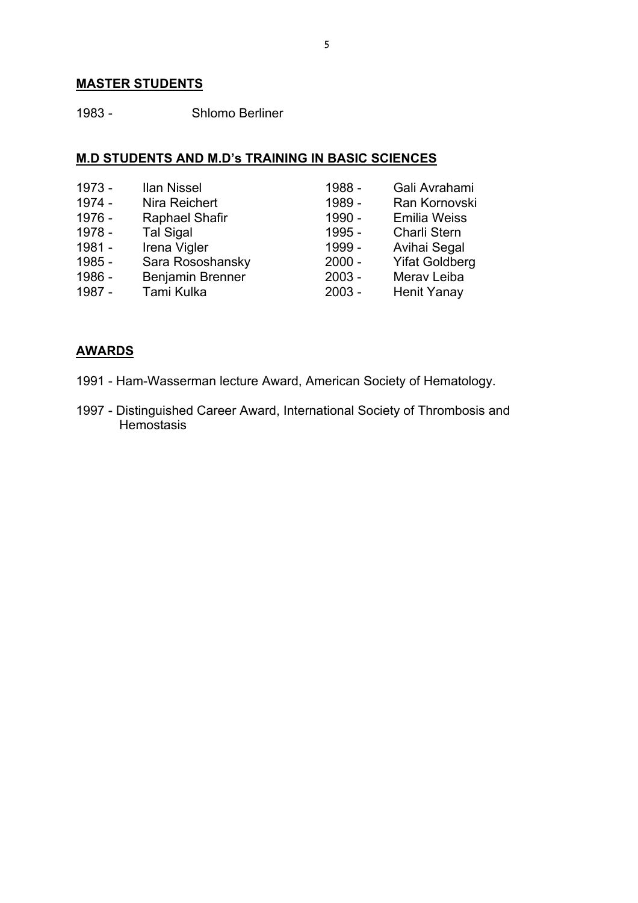## MASTER STUDENTS

1983 - Shlomo Berliner

## M.D STUDENTS AND M.D's TRAINING IN BASIC SCIENCES

1973 - Ilan Nissel
1974 - Nira Reichert
1976 - Raphael Shafir
1978 - Tal Sigal
1981 - Irena Vigler
1985 - Sara Rososhansky
1986 - Benjamin Brenner
1987 - Tami Kulka
1988 - Gali Avrahami
1989 - Ran Kornovski
1990 - Emilia Weiss
1995 - Charli Stern
1999 - Avihai Segal
2000 - Yifat Goldberg
2003 - Merav Leiba
2003 - Henit Yanay

## AWARDS

1991 - Ham-Wasserman lecture Award, American Society of Hematology.

1997 - Distinguished Career Award, International Society of Thrombosis and Hemostasis